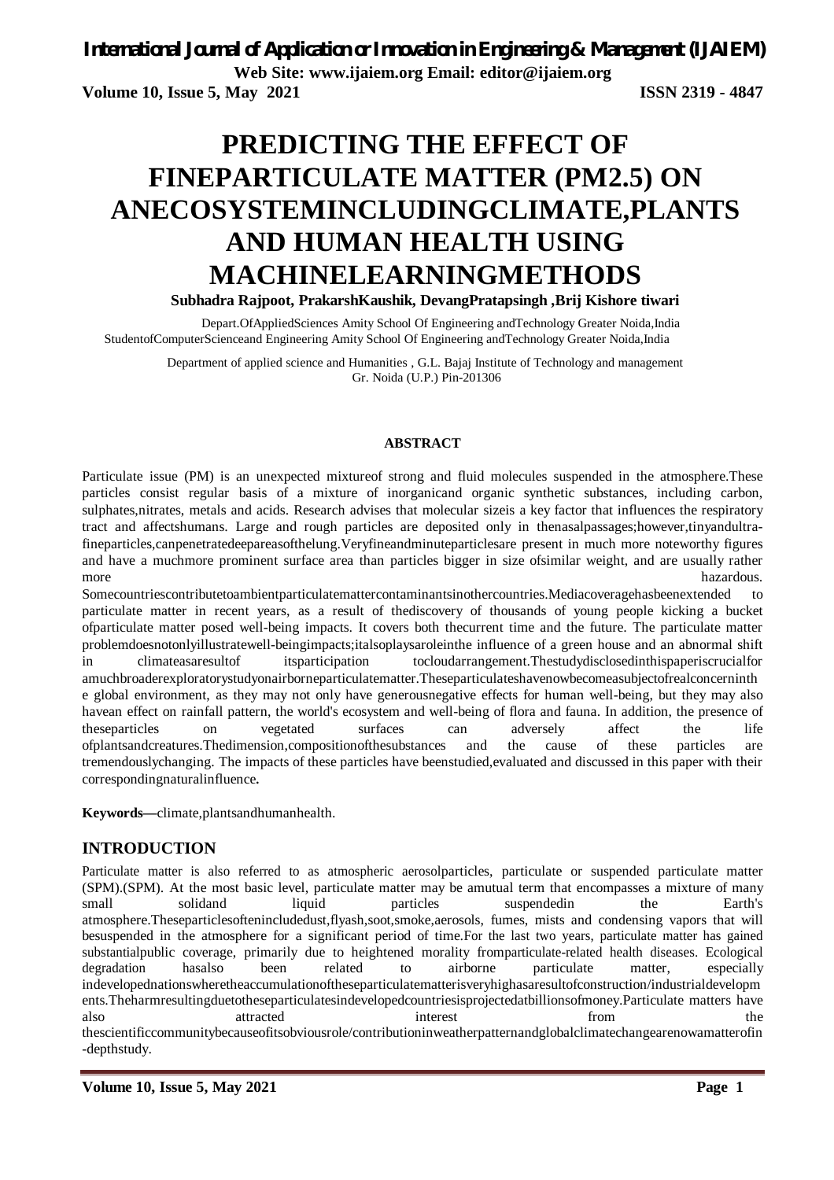# PREDICTING THE EFFECT OF FINEPARTICULATE MATTER (PM2.5) ON ANECOSYSTEMINCLUDINGCLIMATE,PLANTS AND HUMAN HEALTH USING MACHINELEARNINGMETHODS

**Subhadra Rajpoot, PrakarshKaushik, DevangPratapsingh ,Brij Kishore tiwari**

Depart.OfAppliedSciences Amity School Of Engineering andTechnology Greater Noida,India
StudentofComputerScienceand Engineering Amity School Of Engineering andTechnology Greater Noida,India

Department of applied science and Humanities , G.L. Bajaj Institute of Technology and management
Gr. Noida (U.P.) Pin-201306

### ABSTRACT

Particulate issue (PM) is an unexpected mixtureof strong and fluid molecules suspended in the atmosphere.These particles consist regular basis of a mixture of inorganicand organic synthetic substances, including carbon, sulphates,nitrates, metals and acids. Research advises that molecular sizeis a key factor that influences the respiratory tract and affectshumans. Large and rough particles are deposited only in thenasalpassages;however,tinyandultra-fineparticles,canpenetratedeepareasofthelung.Veryfineandminuteparticlesare present in much more noteworthy figures and have a muchmore prominent surface area than particles bigger in size ofsimilar weight, and are usually rather more hazardous. Somecountriescontributetoambientparticulatemattercontaminantsinothercountries.Mediacoveragehasbeenextended to particulate matter in recent years, as a result of thediscovery of thousands of young people kicking a bucket ofparticulate matter posed well-being impacts. It covers both thecurrent time and the future. The particulate matter problemdoesnotonlyillustratewell-beingimpacts;italsoplaysaroleinthe influence of a green house and an abnormal shift in climateasaresultof itsparticipation tocloudarrangement.Thestudydisclosedinthispaperiscrucialfor amuchbroaderexploratorystudyonairborneparticulatematter.Theseparticulateshavenowbecomeasubjectofrealconcerninthe global environment, as they may not only have generousnegative effects for human well-being, but they may also havean effect on rainfall pattern, the world's ecosystem and well-being of flora and fauna. In addition, the presence of theseparticles on vegetated surfaces can adversely affect the life ofplantsandcreatures.Thedimension,compositionofthesubstances and the cause of these particles are tremendouslychanging. The impacts of these particles have beenstudied,evaluated and discussed in this paper with their correspondingnaturalinfluence**.**

**Keywords—**climate,plantsandhumanhealth.

## INTRODUCTION

Particulate matter is also referred to as atmospheric aerosolparticles, particulate or suspended particulate matter (SPM).(SPM). At the most basic level, particulate matter may be amutual term that encompasses a mixture of many small solidand liquid particles suspendedin the Earth's atmosphere.Theseparticlesoftenincludedust,flyash,soot,smoke,aerosols, fumes, mists and condensing vapors that will besuspended in the atmosphere for a significant period of time.For the last two years, particulate matter has gained substantialpublic coverage, primarily due to heightened morality fromparticulate-related health diseases. Ecological degradation hasalso been related to airborne particulate matter, especially indevelopednationswheretheaccumulationoftheseparticulatematterisveryhighasaresultofconstruction/industrialdevelopments.Theharmresultingduetotheseparticulatesindevelopedcountriesisprojectedatbillionsofmoney.Particulate matters have also attracted interest from the thescientificcommunitybecauseofitsobviousrole/contributioninweatherpatternandglobalclimatechangearenowamatterofin-depthstudy.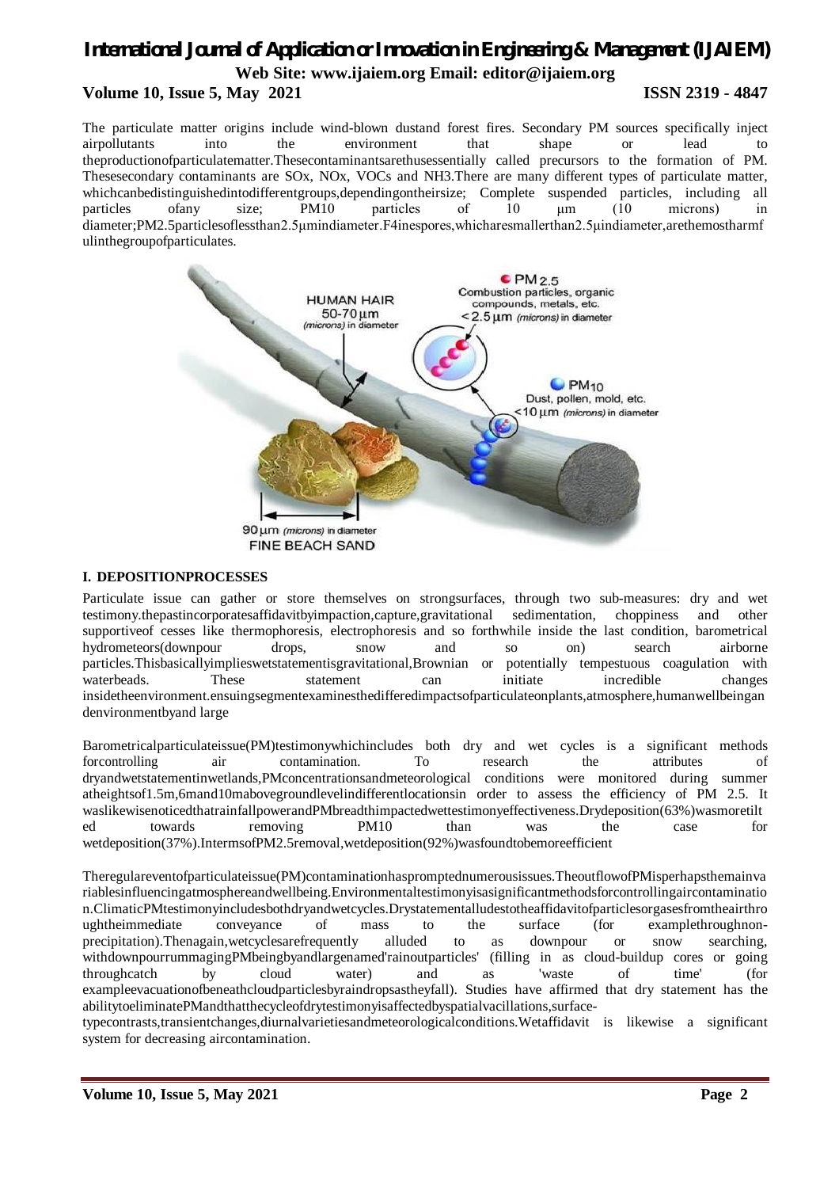The particulate matter origins include wind-blown dustand forest fires. Secondary PM sources specifically inject airpollutants into the environment that shape or lead to theproductionofparticulatematter.Thesecontaminantsarethusessentially called precursors to the formation of PM. Thesesecondary contaminants are SOx, NOx, VOCs and NH3.There are many different types of particulate matter, whichcanbedistinguishedintodifferentgroups,dependingontheirsize; Complete suspended particles, including all particles ofany size; PM10 particles of 10 μm (10 microns) in diameter;PM2.5particlesoflessthan2.5μmindiameter.F4inespores,whicharesmallerthan2.5μindiameter,arethemostharmfulinthegroupofparticulates.

## I. DEPOSITIONPROCESSES

Particulate issue can gather or store themselves on strongsurfaces, through two sub-measures: dry and wet testimony.thepastincorporatesaffidavitbyimpaction,capture,gravitational sedimentation, choppiness and other supportiveof cesses like thermophoresis, electrophoresis and so forthwhile inside the last condition, barometrical hydrometeors(downpour drops, snow and so on) search airborne particles.Thisbasicallyimplieswetstatementisgravitational,Brownian or potentially tempestuous coagulation with waterbeads. These statement can initiate incredible changes insidetheenvironment.ensuingsegmentexaminesthedifferedimpactsofparticulateonplants,atmosphere,humanwellbeingandenvironmentbyand large

Barometricalparticulateissue(PM)testimonywhichincludes both dry and wet cycles is a significant methods forcontrolling air contamination. To research the attributes of dryandwetstatementinwetlands,PMconcentrationsandmeteorological conditions were monitored during summer atheightsof1.5m,6mand10mabovegroundlevelindifferentlocationsin order to assess the efficiency of PM 2.5. It waslikewisenoticedthatrainfallpowerandPMbreadthimpactedwettestimonyeffectiveness.Drydeposition(63%)wasmoretilted towards removing PM10 than was the case for wetdeposition(37%).IntermsofPM2.5removal,wetdeposition(92%)wasfoundtobemoreefficient

Theregulareventofparticulateissue(PM)contaminationhaspromptednumerousissues.TheoutflowofPMisperhapsthemainvariablesinfluencingatmosphereandwellbeing.Environmentaltestimonyisasignificantmethodsforcontrollingaircontamination.ClimaticPMtestimonyincludesbothdryandwetcycles.Drystatementalludestotheaffidavitofparticlesorgasesfromtheairthroughtheimmediate conveyance of mass to the surface (for examplethroughnon-precipitation).Thenagain,wetcyclesarefrequently alluded to as downpour or snow searching, withdownpourrummagingPMbeingbyandlargenamed'rainoutparticles' (filling in as cloud-buildup cores or going throughcatch by cloud water) and as 'waste of time' (for exampleevacuationofbeneathcloudparticlesbyraindropsastheyfall). Studies have affirmed that dry statement has the abilitytoeliminatePMandthatthecycleofdrytestimonyisaffectedbyspatialvacillations,surface-typecontrasts,transientchanges,diurnalvarietiesandmeteorologicalconditions.Wetaffidavit is likewise a significant system for decreasing aircontamination.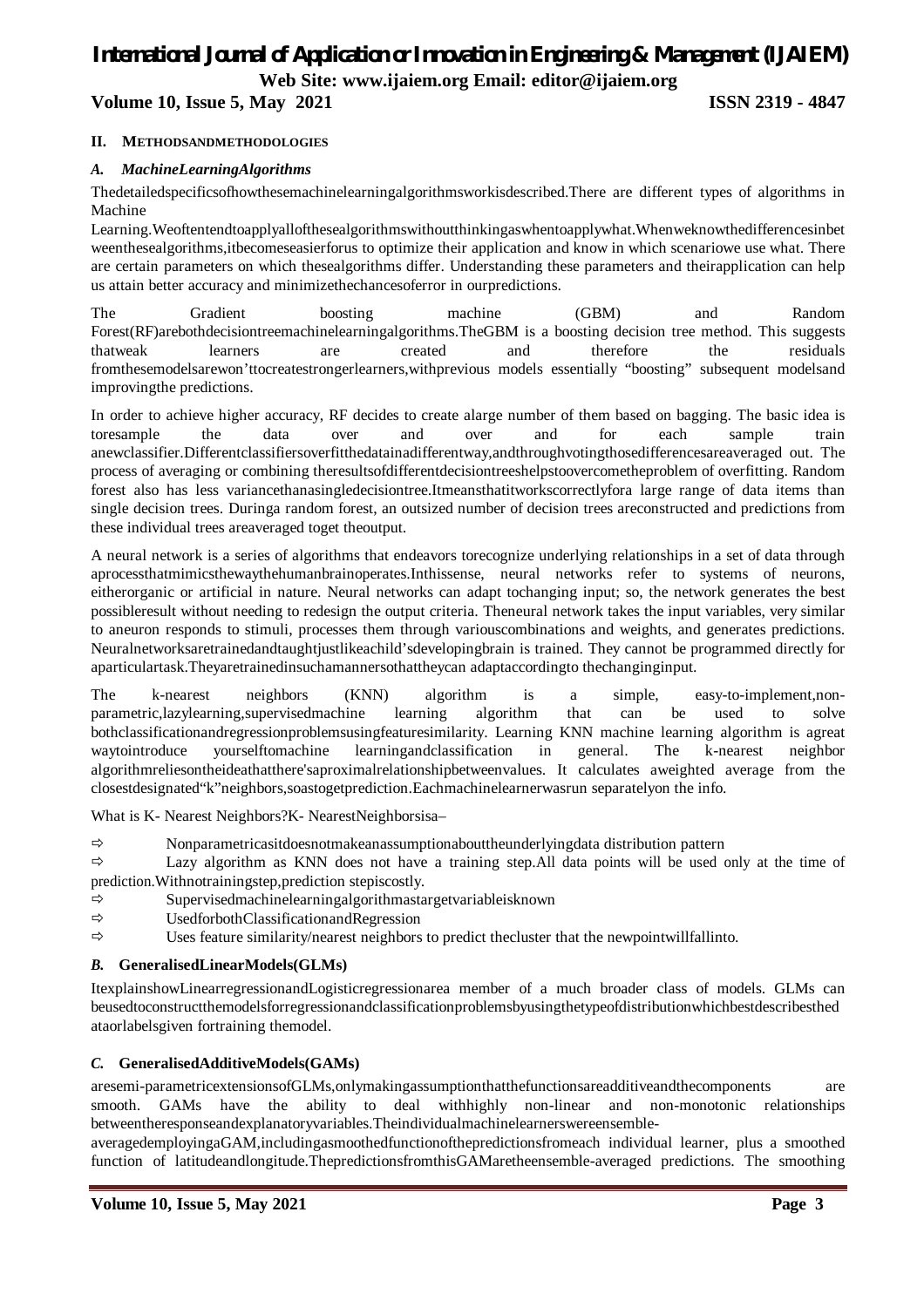## II. METHODSANDMETHODOLOGIES

### *A. MachineLearningAlgorithms*

Thedetailedspecificsofhowthesemachinelearningalgorithmsworkisdescribed.There are different types of algorithms in Machine Learning.Weoftentendtoapplyallofthesealgorithmswithoutthinkingaswhentoapplywhat.Whenweknowthedifferencesinbetweenthesealgorithms,itbecomeseasierforus to optimize their application and know in which scenariowe use what. There are certain parameters on which thesealgorithms differ. Understanding these parameters and theirapplication can help us attain better accuracy and minimizethechancesoferror in ourpredictions.

The Gradient boosting machine (GBM) and Random Forest(RF)arebothdecisiontreemachinelearningalgorithms.TheGBM is a boosting decision tree method. This suggests thatweak learners are created and therefore the residuals fromthesemodelsarewon'ttocreatestrongerlearners,withprevious models essentially "boosting" subsequent modelsand improvingthe predictions.

In order to achieve higher accuracy, RF decides to create alarge number of them based on bagging. The basic idea is toresample the data over and over and for each sample train anewclassifier.Differentclassifiersoverfitthedatainadifferentway,andthroughvotingthosedifferencesareaveraged out. The process of averaging or combining theresultsofdifferentdecisiontreeshelpstoovercometheproblem of overfitting. Random forest also has less variancethanasingledecisiontree.Itmeansthatitworkscorrectlyfora large range of data items than single decision trees. Duringa random forest, an outsized number of decision trees areconstructed and predictions from these individual trees areaveraged toget theoutput.

A neural network is a series of algorithms that endeavors torecognize underlying relationships in a set of data through aprocessthatmimicsthewaythehumanbrainoperates.Inthissense, neural networks refer to systems of neurons, eitherorganic or artificial in nature. Neural networks can adapt tochanging input; so, the network generates the best possibleresult without needing to redesign the output criteria. Theneural network takes the input variables, very similar to aneuron responds to stimuli, processes them through variouscombinations and weights, and generates predictions. Neuralnetworksaretrainedandtaughtjustlikeachild'sdevelopingbrain is trained. They cannot be programmed directly for aparticulartask.Theyaretrainedinsuchamannersothattheycan adaptaccordingto thechanginginput.

The k-nearest neighbors (KNN) algorithm is a simple, easy-to-implement,non-parametric,lazylearning,supervisedmachine learning algorithm that can be used to solve bothclassificationandregressionproblemsusingfeaturesimilarity. Learning KNN machine learning algorithm is agreat waytointroduce yourselftomachine learningandclassification in general. The k-nearest neighbor algorithmreliesontheideathatthere'saproximalrelationshipbetweenvalues. It calculates aweighted average from the closestdesignated"k"neighbors,soastogetprediction.Eachmachinelearnerwasrun separatelyon the info.

What is K- Nearest Neighbors?K- NearestNeighborsisa–

- ⇨ Nonparametricasitdoesnotmakeanassumptionabouttheunderlyingdata distribution pattern
- ⇨ Lazy algorithm as KNN does not have a training step.All data points will be used only at the time of prediction.Withnotrainingstep,prediction stepiscostly.
- ⇨ Supervisedmachinelearningalgorithmastargetvariableisknown
- ⇨ UsedforbothClassificationandRegression
- ⇨ Uses feature similarity/nearest neighbors to predict thecluster that the newpointwillfallinto.

### *B.* GeneralisedLinearModels(GLMs)

ItexplainshowLinearregressionandLogisticregressionarea member of a much broader class of models. GLMs can beusedtoconstructthemodelsforregressionandclassificationproblemsbyusingthetypeofdistributionwhichbestdescribesthedataorlabelsgiven fortraining themodel.

### *C.* GeneralisedAdditiveModels(GAMs)

aresemi-parametricextensionsofGLMs,onlymakingassumptionthatthefunctionsareadditiveandthecomponents are smooth. GAMs have the ability to deal withhighly non-linear and non-monotonic relationships betweentheresponseandexplanatoryvariables.Theindividualmachinelearnerswereensemble-averagedemployingaGAM,includingasmoothedfunctionofthepredictionsfromeach individual learner, plus a smoothed function of latitudeandlongitude.ThepredictionsfromthisGAMaretheensemble-averaged predictions. The smoothing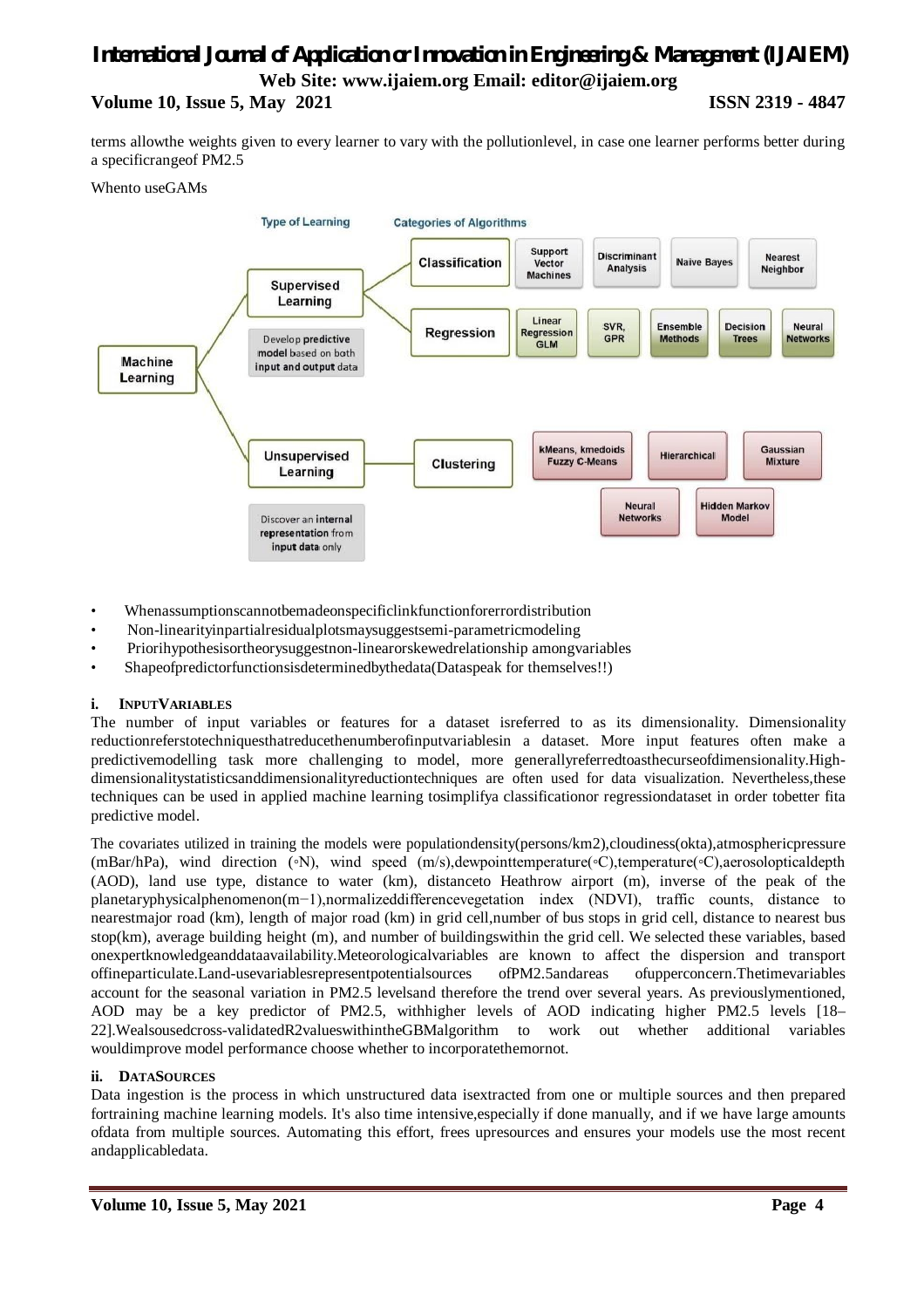terms allowthe weights given to every learner to vary with the pollutionlevel, in case one learner performs better during a specificrangeof PM2.5

Whento useGAMs

- Whenassumptionscannotbemadeonspecificlinkfunctionforerrordistribution
- Non-linearityinpartialresidualplotsmaysuggestsemi-parametricmodeling
- Priorihypothesisortheorysuggestnon-linearorskewedrelationship amongvariables
- Shapeofpredictorfunctionsisdeterminedbythedata(Dataspeak for themselves!!)

### i. INPUTVARIABLES

The number of input variables or features for a dataset isreferred to as its dimensionality. Dimensionality reductionreferstotechniquesthatreducethenumberofinputvariablesin a dataset. More input features often make a predictivemodelling task more challenging to model, more generallyreferredtoasthecurseofdimensionality.High-dimensionalitystatisticsanddimensionalityreductiontechniques are often used for data visualization. Nevertheless,these techniques can be used in applied machine learning tosimplifya classificationor regressiondataset in order tobetter fita predictive model.

The covariates utilized in training the models were populationdensity(persons/km2),cloudiness(okta),atmosphericpressure (mBar/hPa), wind direction (◦N), wind speed (m/s),dewpointtemperature(◦C),temperature(◦C),aerosolopticaldepth (AOD), land use type, distance to water (km), distanceto Heathrow airport (m), inverse of the peak of the planetaryphysicalphenomenon(m−1),normalizeddifferencevegetation index (NDVI), traffic counts, distance to nearestmajor road (km), length of major road (km) in grid cell,number of bus stops in grid cell, distance to nearest bus stop(km), average building height (m), and number of buildingswithin the grid cell. We selected these variables, based onexpertknowledgeanddataavailability.Meteorologicalvariables are known to affect the dispersion and transport offineparticulate.Land-usevariablesrepresentpotentialsources ofPM2.5andareas ofupperconcern.Thetimevariables account for the seasonal variation in PM2.5 levelsand therefore the trend over several years. As previouslymentioned, AOD may be a key predictor of PM2.5, withhigher levels of AOD indicating higher PM2.5 levels [18–22].Wealsousedcross-validated$R^2$valueswithintheGBMalgorithm to work out whether additional variables wouldimprove model performance choose whether to incorporatethemornot.

### ii. DATASOURCES

Data ingestion is the process in which unstructured data isextracted from one or multiple sources and then prepared fortraining machine learning models. It's also time intensive,especially if done manually, and if we have large amounts ofdata from multiple sources. Automating this effort, frees upresources and ensures your models use the most recent andapplicabledata.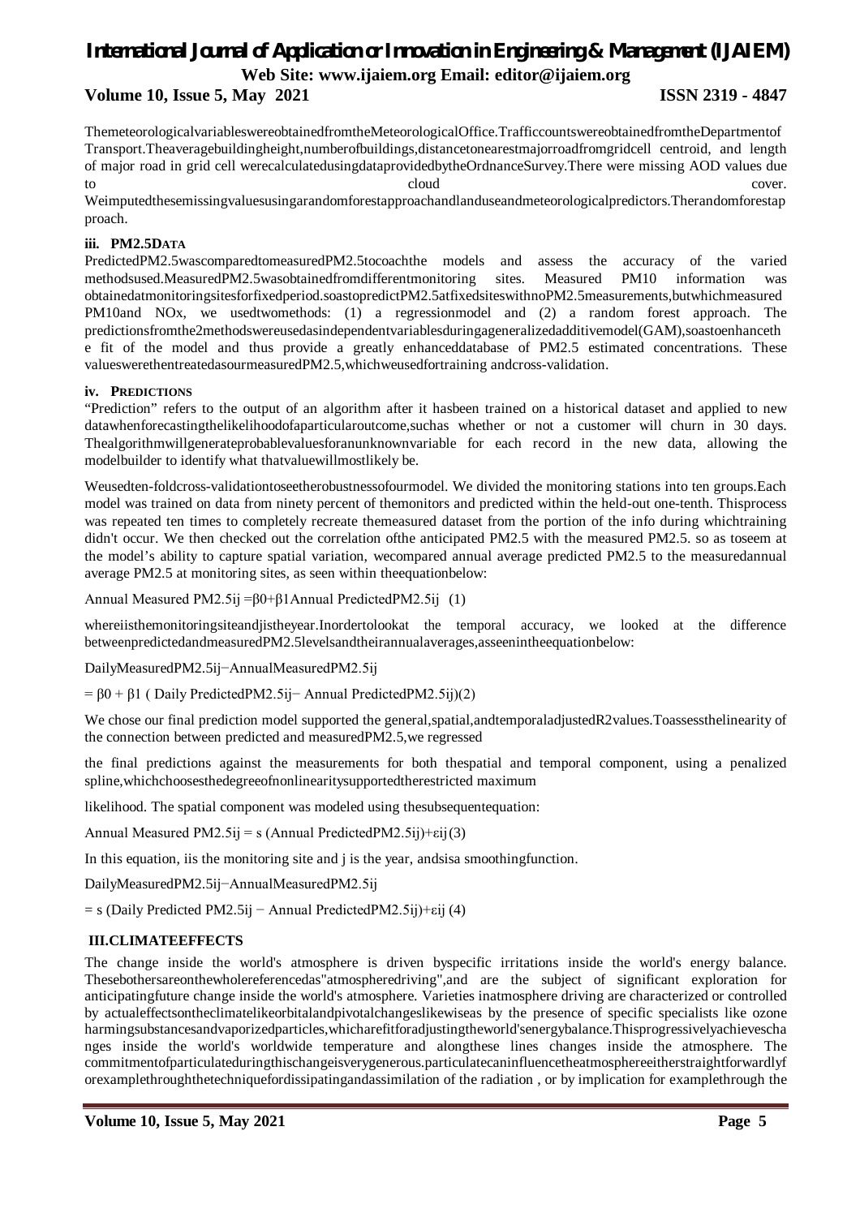ThemeteorologicalvariableswereobtainedfromtheMeteorologicalOffice.TrafficcountswereobtainedfromtheDepartmentof Transport.Theaveragebuildingheight,numberofbuildings,distancetonearestmajorroadfromgridcell centroid, and length of major road in grid cell werecalculatedusingdataprovidedbytheOrdnanceSurvey.There were missing AOD values due to cloud cover. Weimputedthesemissingvaluesusingarandomforestapproachandlanduseandmeteorologicalpredictors.Therandomforestapproach.

#### iii. PM2.5DATA

PredictedPM2.5wascomparedtomeasuredPM2.5tocoachthe models and assess the accuracy of the varied methodsused.MeasuredPM2.5wasobtainedfromdifferentmonitoring sites. Measured PM10 information was obtainedatmonitoringsitesforfixedperiod.soastopredictPM2.5atfixedsiteswithnoPM2.5measurements,butwhichmeasured PM10and NOx, we usedtwomethods: (1) a regressionmodel and (2) a random forest approach. The predictionsfromthe2methodswereusedasindependentvariablesduringageneralizedadditivemodel(GAM),soastoenhancethe fit of the model and thus provide a greatly enhanceddatabase of PM2.5 estimated concentrations. These valueswerethentreatedasourmeasuredPM2.5,whichweusedfortraining andcross-validation.

#### iv. PREDICTIONS

"Prediction" refers to the output of an algorithm after it hasbeen trained on a historical dataset and applied to new datawhenforecastingthelikelihoodofaparticularoutcome,suchas whether or not a customer will churn in 30 days. Thealgorithmwillgenerateprobablevaluesforanunknownvariable for each record in the new data, allowing the modelbuilder to identify what thatvaluewillmostlikely be.

Weusedten-foldcross-validationtoseetherobustnessofourmodel. We divided the monitoring stations into ten groups.Each model was trained on data from ninety percent of themonitors and predicted within the held-out one-tenth. Thisprocess was repeated ten times to completely recreate themeasured dataset from the portion of the info during whichtraining didn't occur. We then checked out the correlation ofthe anticipated PM2.5 with the measured PM2.5. so as toseem at the model's ability to capture spatial variation, wecompared annual average predicted PM2.5 to the measuredannual average PM2.5 at monitoring sites, as seen within theequationbelow:

$$\text{Annual Measured PM2.5}_{ij} = \beta_0 + \beta_1 \text{Annual Predicted PM2.5}_{ij} \quad (1)$$

whereiisthemonitoringsiteandjistheyear.Inordertolookat the temporal accuracy, we looked at the difference betweenpredictedandmeasuredPM2.5levelsandtheirannualaverages,asseenintheequationbelow:

$$\text{Daily Measured PM2.5}_{ij} - \text{Annual Measured PM2.5}_{ij} = \beta_0 + \beta_1 (\text{Daily Predicted PM2.5}_{ij} - \text{Annual Predicted PM2.5}_{ij}) \quad (2)$$

We chose our final prediction model supported the general,spatial,andtemporaladjustedR2values.Toassessthelinearity of the connection between predicted and measuredPM2.5,we regressed

the final predictions against the measurements for both thespatial and temporal component, using a penalized spline,whichchoosesthedegreeofnonlinearitysupportedtherestricted maximum

likelihood. The spatial component was modeled using thesubsequentequation:

$$\text{Annual Measured PM2.5}_{ij} = s(\text{Annual Predicted PM2.5}_{ij}) + \varepsilon_{ij} \quad (3)$$

In this equation, iis the monitoring site and j is the year, andsisa smoothingfunction.

$$\text{Daily Measured PM2.5}_{ij} - \text{Annual Measured PM2.5}_{ij} = s(\text{Daily Predicted PM2.5}_{ij} - \text{Annual Predicted PM2.5}_{ij}) + \varepsilon_{ij} \quad (4)$$

## III.CLIMATEEFFECTS

The change inside the world's atmosphere is driven byspecific irritations inside the world's energy balance. Thesebothersareonthewholereferencedas"atmospheredriving",and are the subject of significant exploration for anticipatingfuture change inside the world's atmosphere. Varieties inatmosphere driving are characterized or controlled by actualeffectsontheclimatelikeorbitalandpivotalchangeslikewiseas by the presence of specific specialists like ozone harmingsubstancesandvaporizedparticles,whicharefitforadjustingtheworld'senergybalance.Thisprogressivelyachieveschanges inside the world's worldwide temperature and alongthese lines changes inside the atmosphere. The commitmentofparticulateduringthischangeisverygenerous.particulatecaninfluencetheatmosphereeitherstraightforwardlyforexamplethroughthetechniquefordissipatingandassimilation of the radiation , or by implication for examplethrough the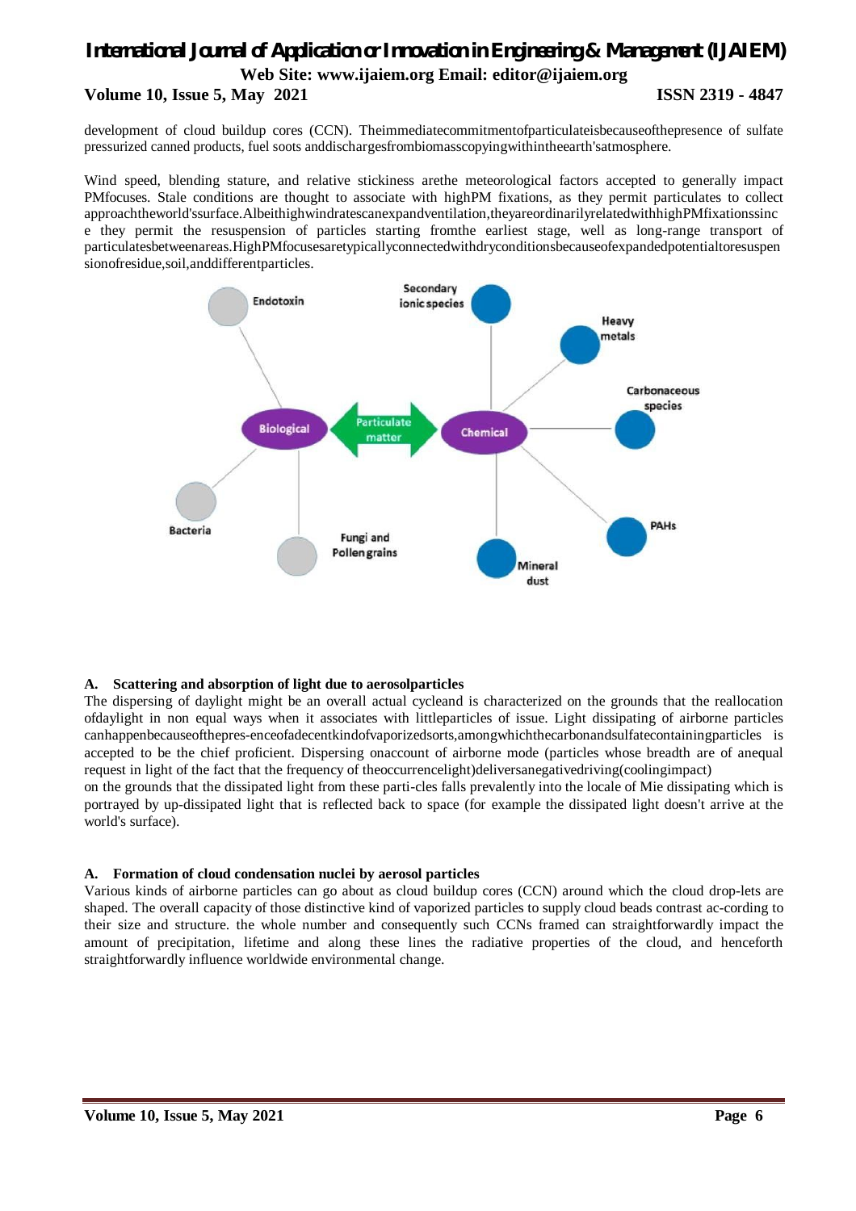development of cloud buildup cores (CCN). Theimmediatecommitmentofparticulateisbecauseofthepresence of sulfate pressurized canned products, fuel soots anddischargesfrombiomasscopyingwithintheearth'satmosphere.

Wind speed, blending stature, and relative stickiness arethe meteorological factors accepted to generally impact PMfocuses. Stale conditions are thought to associate with highPM fixations, as they permit particulates to collect approachtheworld'ssurface.Albeithighwindratescanexpandventilation,theyareordinarilyrelatedwithhighPMfixationssince they permit the resuspension of particles starting fromthe earliest stage, well as long-range transport of particulatesbetweenareas.HighPMfocusesaretypicallyconnectedwithdryconditionsbecauseofexpandedpotentialtoresuspensionofresidue,soil,anddifferentparticles.

Endotoxin

Secondary ionic species

Heavy metals

Carbonaceous species

Biological

Particulate matter

Chemical

PAHs

Bacteria

Fungi and Pollen grains

Mineral dust

### A. Scattering and absorption of light due to aerosolparticles

The dispersing of daylight might be an overall actual cycleand is characterized on the grounds that the reallocation ofdaylight in non equal ways when it associates with littleparticles of issue. Light dissipating of airborne particles canhappenbecauseofthepres-enceofadecentkindofvaporizedsorts,amongwhichthecarbonandsulfatecontainingparticles is accepted to be the chief proficient. Dispersing onaccount of airborne mode (particles whose breadth are of anequal request in light of the fact that the frequency of theoccurrencelight)deliversanegativedriving(coolingimpact) on the grounds that the dissipated light from these parti-cles falls prevalently into the locale of Mie dissipating which is portrayed by up-dissipated light that is reflected back to space (for example the dissipated light doesn't arrive at the world's surface).

### A. Formation of cloud condensation nuclei by aerosol particles

Various kinds of airborne particles can go about as cloud buildup cores (CCN) around which the cloud drop-lets are shaped. The overall capacity of those distinctive kind of vaporized particles to supply cloud beads contrast ac-cording to their size and structure. the whole number and consequently such CCNs framed can straightforwardly impact the amount of precipitation, lifetime and along these lines the radiative properties of the cloud, and henceforth straightforwardly influence worldwide environmental change.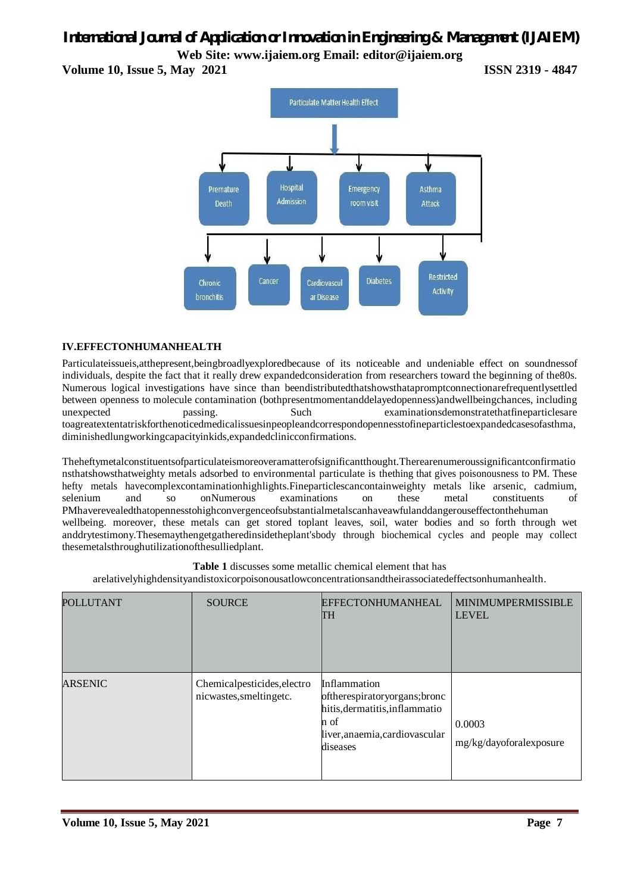Particulate Matter Health Effect

Premature Death

Hospital Admission

Emergency room visit

Asthma Attack

Chronic bronchitis

Cancer

Cardiovascular Disease

Diabetes

Restricted Activity

## IV.EFFECTONHUMANHEALTH

Particulateissueis,atthepresent,beingbroadlyexploredbecause of its noticeable and undeniable effect on soundnessof individuals, despite the fact that it really drew expandedconsideration from researchers toward the beginning of the80s. Numerous logical investigations have since than beendistributedthatshowsthatapromptconnectionarefrequentlysettled between openness to molecule contamination (bothpresentmomentanddelayedopenness)andwellbeingchances, including unexpected passing. Such examinationsdemonstratethatfineparticlesare toagreatextentatriskforthenoticedmedicalissuesinpeopleandcorrespondopennesstofineparticlestoexpandedcasesofasthma, diminishedlungworkingcapacityinkids,expandedclinicconfirmations.

Theheftymetalconstituentsofparticulateismoreoveramatterofsignificantthought.Therearenumeroussignificantconfirmationsthatshowsthatweighty metals adsorbed to environmental particulate is thething that gives poisonousness to PM. These hefty metals havecomplexcontaminationhighlights.Fineparticlescancontainweighty metals like arsenic, cadmium, selenium and so onNumerous examinations on these metal constituents of PMhaverevealedthatopennesstohighconvergenceofsubstantialmetalscanhaveawfulanddangerouseffectonthehuman wellbeing. moreover, these metals can get stored toplant leaves, soil, water bodies and so forth through wet anddrytestimony.Thesemaythengetgatheredinsidetheplant'sbody through biochemical cycles and people may collect thesemetalsthroughutilizationofthesulliedplant.

**Table 1** discusses some metallic chemical element that has arelativelyhighdensityandistoxicorpoisonousatlowconcentrationsandtheirassociatedeffectsonhumanhealth.

| POLLUTANT | SOURCE | EFFECTONHUMANHEALTH | MINIMUMPERMISSIBLE LEVEL |
|---|---|---|---|
| ARSENIC | Chemicalpesticides,electronicwastes,smeltingetc. | Inflammation oftherespiratoryorgans;bronchitis,dermatitis,inflammation of liver,anaemia,cardiovascular diseases | 0.0003 mg/kg/dayoforalexposure |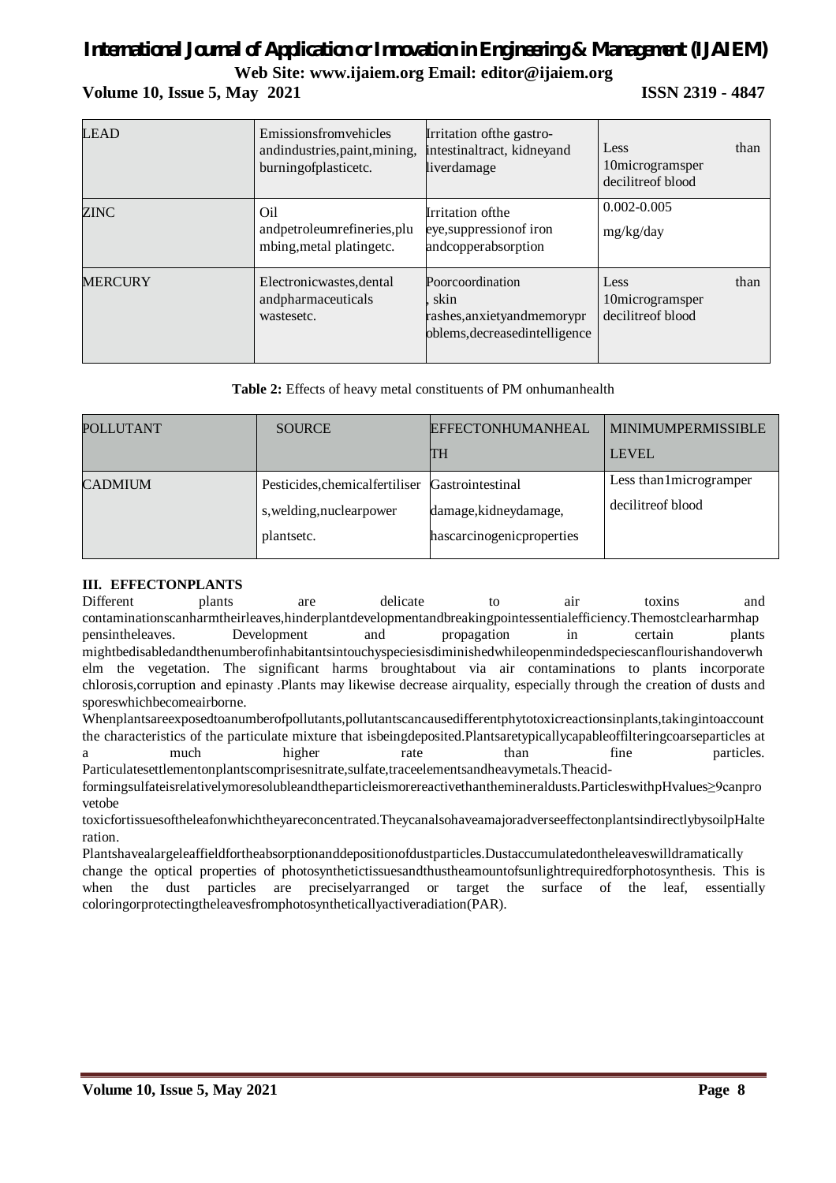| LEAD | Emissionsfromvehicles andindustries,paint,mining, burningofplasticetc. | Irritation ofthe gastro-intestinaltract, kidneyand liverdamage | Less than 10microgramsper decilitreof blood |
|---|---|---|---|
| ZINC | Oil andpetroleumrefineries,plumbing,metal platingetc. | Irritation ofthe eye,suppressionof iron andcopperabsorption | 0.002-0.005 mg/kg/day |
| MERCURY | Electronicwastes,dental andpharmaceuticals wastesetc. | Poorcoordination , skin rashes,anxietyandmemoryproblems,decreasedintelligence | Less than 10microgramsper decilitreof blood |

**Table 2:** Effects of heavy metal constituents of PM onhumanhealth

| POLLUTANT | SOURCE | EFFECTONHUMANHEALTH | MINIMUMPERMISSIBLE LEVEL |
|---|---|---|---|
| CADMIUM | Pesticides,chemicalfertilisers,welding,nuclearpower plantsetc. | Gastrointestinal damage,kidneydamage, hascarcinogenicproperties | Less than1microgramper decilitreof blood |

### III. EFFECTONPLANTS

Different plants are delicate to air toxins and contaminationscanharmtheirleaves,hinderplantdevelopmentandbreakingpointessentialefficiency.Themostclearharmhappensintheleaves. Development and propagation in certain plants mightbedisabledandthenumberofinhabitantsintouchyspeciesisdiminishedwhileopenmindedspeciescanflourishandoverwhelm the vegetation. The significant harms broughtabout via air contaminations to plants incorporate chlorosis,corruption and epinasty .Plants may likewise decrease airquality, especially through the creation of dusts and sporeswhichbecomeairborne.

Whenplantsareexposedtoanumberofpollutants,pollutantscancausedifferentphytotoxicreactionsinplants,takingintoaccount the characteristics of the particulate mixture that isbeingdeposited.Plantsaretypicallycapableoffilteringcoarseparticles at a much higher rate than fine particles. Particulatesettlementonplantscomprisesnitrate,sulfate,traceelementsandheavymetals.Theacid-formingsulfateisrelativelymoresolubleandtheparticleismorereactivethanthemineraldusts.ParticleswithpHvalues≥9canprovetobe toxicfortissuesoftheleafonwhichtheyareconcentrated.TheycanalsohaveamajoradverseeffectonplantsindirectlybysoilpHalteration.

Plantshavealargeleaffieldfortheabsorptionanddepositionofdustparticles.Dustaccumulatedontheleaveswilldramatically change the optical properties of photosynthetictissuesandthustheamountofsunlightrequiredforphotosynthesis. This is when the dust particles are preciselyarranged or target the surface of the leaf, essentially coloringorprotectingtheleavesfromphotosyntheticallyactiveradiation(PAR).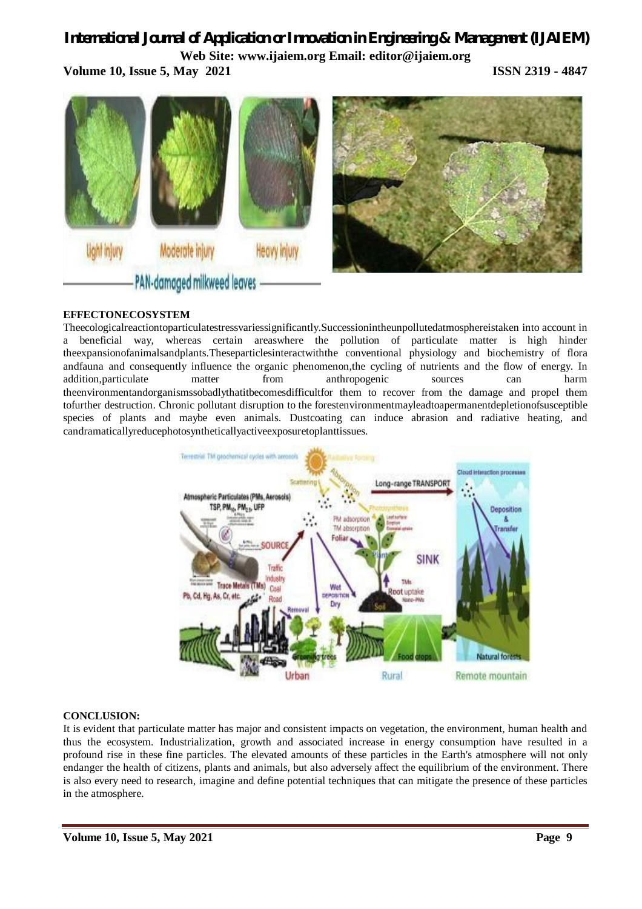## EFFECTONECOSYSTEM

Theecologicalreactiontoparticulatestressvariessignificantly.Successionintheunpollutedatmosphereistaken into account in a beneficial way, whereas certain areaswhere the pollution of particulate matter is high hinder theexpansionofanimalsandplants.Theseparticlesinteractwiththe conventional physiology and biochemistry of flora andfauna and consequently influence the organic phenomenon,the cycling of nutrients and the flow of energy. In addition,particulate matter from anthropogenic sources can harm theenvironmentandorganismssobadlythatitbecomesdifficultfor them to recover from the damage and propel them tofurther destruction. Chronic pollutant disruption to the forestenvironmentmayleadtoapermanentdepletionofsusceptible species of plants and maybe even animals. Dustcoating can induce abrasion and radiative heating, and candramaticallyreducephotosyntheticallyactiveexposuretoplanttissues.

## CONCLUSION:

It is evident that particulate matter has major and consistent impacts on vegetation, the environment, human health and thus the ecosystem. Industrialization, growth and associated increase in energy consumption have resulted in a profound rise in these fine particles. The elevated amounts of these particles in the Earth's atmosphere will not only endanger the health of citizens, plants and animals, but also adversely affect the equilibrium of the environment. There is also every need to research, imagine and define potential techniques that can mitigate the presence of these particles in the atmosphere.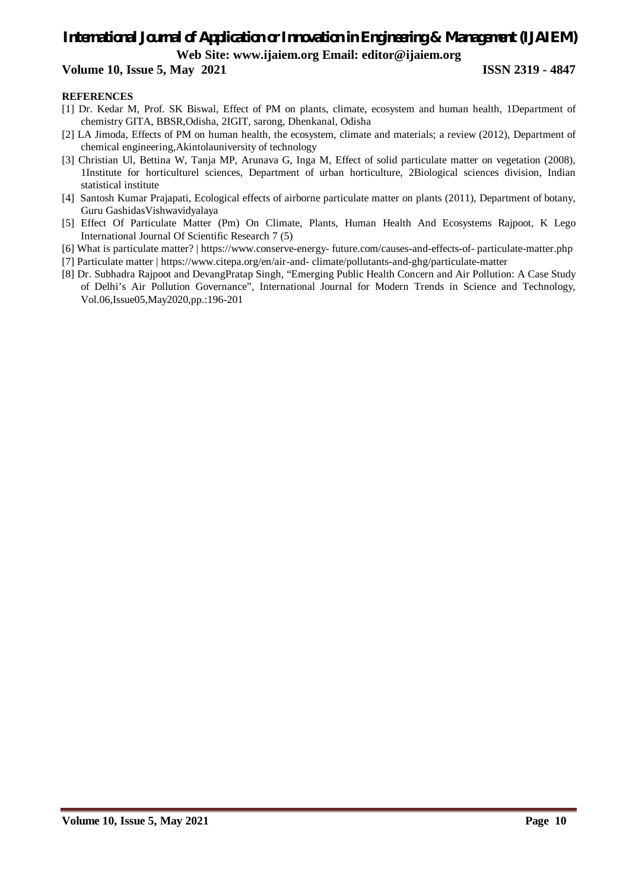**REFERENCES**

[1] Dr. Kedar M, Prof. SK Biswal, Effect of PM on plants, climate, ecosystem and human health, 1Department of chemistry GITA, BBSR,Odisha, 2IGIT, sarong, Dhenkanal, Odisha

[2] LA Jimoda, Effects of PM on human health, the ecosystem, climate and materials; a review (2012), Department of chemical engineering,Akintolauniversity of technology

[3] Christian Ul, Bettina W, Tanja MP, Arunava G, Inga M, Effect of solid particulate matter on vegetation (2008), 1Institute for horticulturel sciences, Department of urban horticulture, 2Biological sciences division, Indian statistical institute

[4] Santosh Kumar Prajapati, Ecological effects of airborne particulate matter on plants (2011), Department of botany, Guru GashidasVishwavidyalaya

[5] Effect Of Particulate Matter (Pm) On Climate, Plants, Human Health And Ecosystems Rajpoot, K Lego International Journal Of Scientific Research 7 (5)

[6] What is particulate matter? | https://www.conserve-energy- future.com/causes-and-effects-of- particulate-matter.php

[7] Particulate matter | https://www.citepa.org/en/air-and- climate/pollutants-and-ghg/particulate-matter

[8] Dr. Subhadra Rajpoot and DevangPratap Singh, "Emerging Public Health Concern and Air Pollution: A Case Study of Delhi's Air Pollution Governance", International Journal for Modern Trends in Science and Technology, Vol.06,Issue05,May2020,pp.:196-201